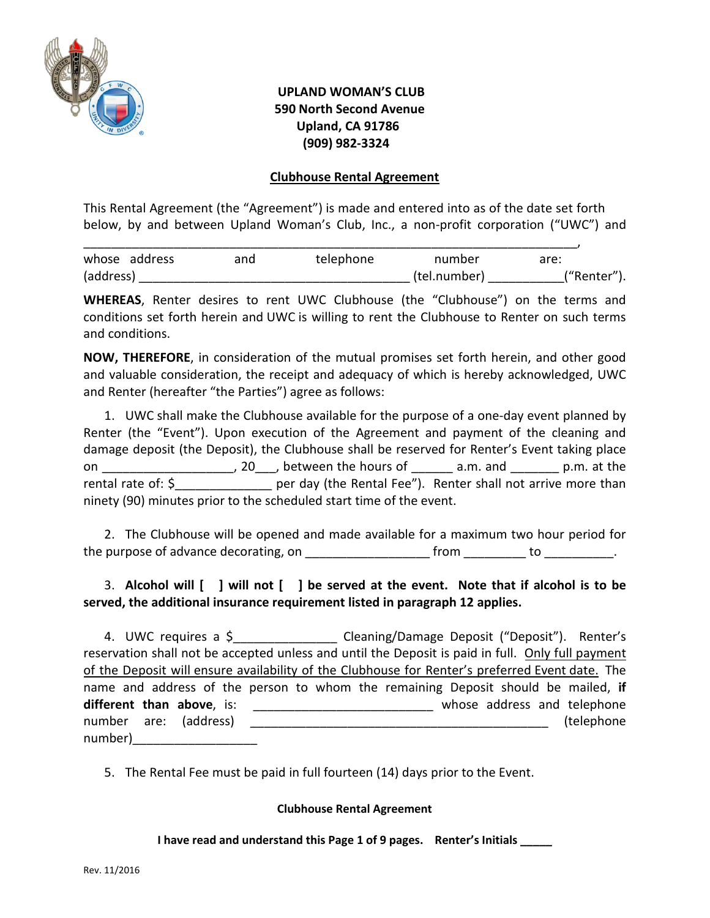**UPLAND WOMAN'S CLUB**
**590 North Second Avenue**
**Upland, CA 91786**
**(909) 982-3324**

## Clubhouse Rental Agreement

This Rental Agreement (the "Agreement") is made and entered into as of the date set forth below, by and between Upland Woman's Club, Inc., a non-profit corporation ("UWC") and ______________________________________________________________________, whose address and telephone number are: (address) ________________________________________ (tel.number) ___________("Renter").

**WHEREAS**, Renter desires to rent UWC Clubhouse (the "Clubhouse") on the terms and conditions set forth herein and UWC is willing to rent the Clubhouse to Renter on such terms and conditions.

**NOW, THEREFORE**, in consideration of the mutual promises set forth herein, and other good and valuable consideration, the receipt and adequacy of which is hereby acknowledged, UWC and Renter (hereafter "the Parties") agree as follows:

1. UWC shall make the Clubhouse available for the purpose of a one-day event planned by Renter (the "Event"). Upon execution of the Agreement and payment of the cleaning and damage deposit (the Deposit), the Clubhouse shall be reserved for Renter's Event taking place on __________________, 20___, between the hours of ______ a.m. and _______ p.m. at the rental rate of: $_____________ per day (the Rental Fee"). Renter shall not arrive more than ninety (90) minutes prior to the scheduled start time of the event.

2. The Clubhouse will be opened and made available for a maximum two hour period for the purpose of advance decorating, on _________________ from _________ to __________.

3. **Alcohol will [ ] will not [ ] be served at the event. Note that if alcohol is to be served, the additional insurance requirement listed in paragraph 12 applies.**

4. UWC requires a $______________ Cleaning/Damage Deposit ("Deposit"). Renter's reservation shall not be accepted unless and until the Deposit is paid in full. <u>Only full payment of the Deposit will ensure availability of the Clubhouse for Renter's preferred Event date.</u> The name and address of the person to whom the remaining Deposit should be mailed, **if different than above**, is: __________________________ whose address and telephone number are: (address) ____________________________________________ (telephone number)__________________

5. The Rental Fee must be paid in full fourteen (14) days prior to the Event.

**I have read and understand this Page 1 of 9 pages. Renter's Initials _____**

Rev. 11/2016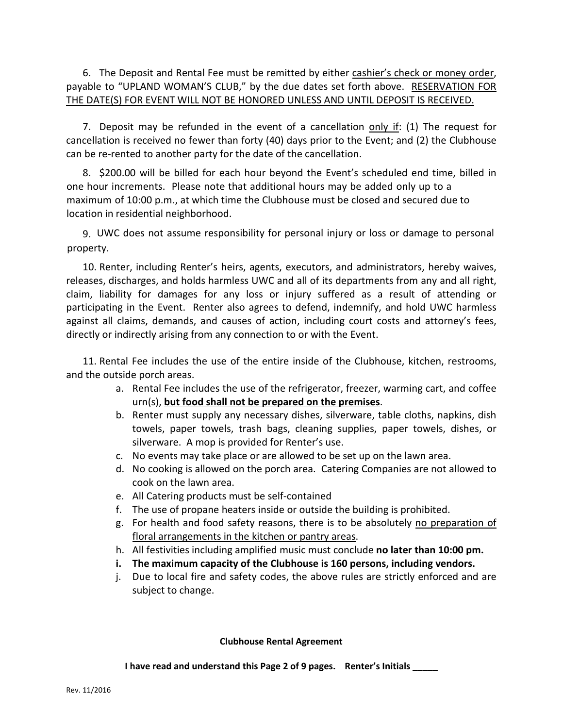6. The Deposit and Rental Fee must be remitted by either <u>cashier's check or money order</u>, payable to "UPLAND WOMAN'S CLUB," by the due dates set forth above. <u>RESERVATION FOR THE DATE(S) FOR EVENT WILL NOT BE HONORED UNLESS AND UNTIL DEPOSIT IS RECEIVED.</u>

7. Deposit may be refunded in the event of a cancellation <u>only if</u>: (1) The request for cancellation is received no fewer than forty (40) days prior to the Event; and (2) the Clubhouse can be re-rented to another party for the date of the cancellation.

8. $200.00 will be billed for each hour beyond the Event's scheduled end time, billed in one hour increments. Please note that additional hours may be added only up to a maximum of 10:00 p.m., at which time the Clubhouse must be closed and secured due to location in residential neighborhood.

9. UWC does not assume responsibility for personal injury or loss or damage to personal property.

10. Renter, including Renter's heirs, agents, executors, and administrators, hereby waives, releases, discharges, and holds harmless UWC and all of its departments from any and all right, claim, liability for damages for any loss or injury suffered as a result of attending or participating in the Event. Renter also agrees to defend, indemnify, and hold UWC harmless against all claims, demands, and causes of action, including court costs and attorney's fees, directly or indirectly arising from any connection to or with the Event.

11. Rental Fee includes the use of the entire inside of the Clubhouse, kitchen, restrooms, and the outside porch areas.

   a. Rental Fee includes the use of the refrigerator, freezer, warming cart, and coffee urn(s), **<u>but food shall not be prepared on the premises</u>**.
   b. Renter must supply any necessary dishes, silverware, table cloths, napkins, dish towels, paper towels, trash bags, cleaning supplies, paper towels, dishes, or silverware. A mop is provided for Renter's use.
   c. No events may take place or are allowed to be set up on the lawn area.
   d. No cooking is allowed on the porch area. Catering Companies are not allowed to cook on the lawn area.
   e. All Catering products must be self-contained
   f. The use of propane heaters inside or outside the building is prohibited.
   g. For health and food safety reasons, there is to be absolutely <u>no preparation of floral arrangements in the kitchen or pantry areas</u>.
   h. All festivities including amplified music must conclude **<u>no later than 10:00 pm.</u>**
   i. **The maximum capacity of the Clubhouse is 160 persons, including vendors.**
   j. Due to local fire and safety codes, the above rules are strictly enforced and are subject to change.

**Clubhouse Rental Agreement**

**I have read and understand this Page 2 of 9 pages. Renter's Initials _____**

Rev. 11/2016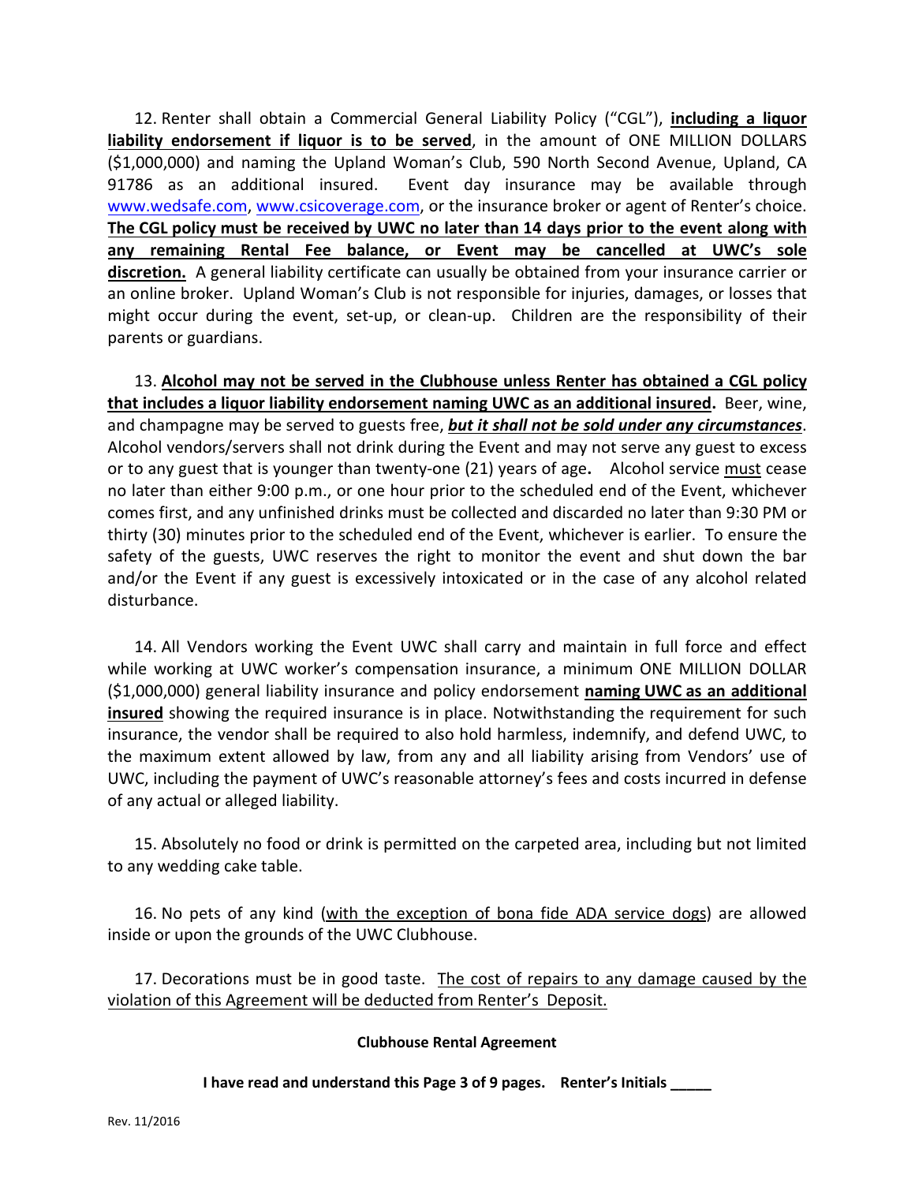12. Renter shall obtain a Commercial General Liability Policy ("CGL"), **including a liquor liability endorsement if liquor is to be served**, in the amount of ONE MILLION DOLLARS ($1,000,000) and naming the Upland Woman's Club, 590 North Second Avenue, Upland, CA 91786 as an additional insured. Event day insurance may be available through www.wedsafe.com, www.csicoverage.com, or the insurance broker or agent of Renter's choice. **The CGL policy must be received by UWC no later than 14 days prior to the event along with any remaining Rental Fee balance, or Event may be cancelled at UWC's sole discretion.** A general liability certificate can usually be obtained from your insurance carrier or an online broker. Upland Woman's Club is not responsible for injuries, damages, or losses that might occur during the event, set-up, or clean-up. Children are the responsibility of their parents or guardians.

13. **Alcohol may not be served in the Clubhouse unless Renter has obtained a CGL policy that includes a liquor liability endorsement naming UWC as an additional insured.** Beer, wine, and champagne may be served to guests free, ***but it shall not be sold under any circumstances***. Alcohol vendors/servers shall not drink during the Event and may not serve any guest to excess or to any guest that is younger than twenty-one (21) years of age**.** Alcohol service must cease no later than either 9:00 p.m., or one hour prior to the scheduled end of the Event, whichever comes first, and any unfinished drinks must be collected and discarded no later than 9:30 PM or thirty (30) minutes prior to the scheduled end of the Event, whichever is earlier. To ensure the safety of the guests, UWC reserves the right to monitor the event and shut down the bar and/or the Event if any guest is excessively intoxicated or in the case of any alcohol related disturbance.

14. All Vendors working the Event UWC shall carry and maintain in full force and effect while working at UWC worker's compensation insurance, a minimum ONE MILLION DOLLAR ($1,000,000) general liability insurance and policy endorsement **naming UWC as an additional insured** showing the required insurance is in place. Notwithstanding the requirement for such insurance, the vendor shall be required to also hold harmless, indemnify, and defend UWC, to the maximum extent allowed by law, from any and all liability arising from Vendors' use of UWC, including the payment of UWC's reasonable attorney's fees and costs incurred in defense of any actual or alleged liability.

15. Absolutely no food or drink is permitted on the carpeted area, including but not limited to any wedding cake table.

16. No pets of any kind (with the exception of bona fide ADA service dogs) are allowed inside or upon the grounds of the UWC Clubhouse.

17. Decorations must be in good taste. The cost of repairs to any damage caused by the violation of this Agreement will be deducted from Renter's Deposit.

**Clubhouse Rental Agreement**

**I have read and understand this Page 3 of 9 pages. Renter's Initials _____**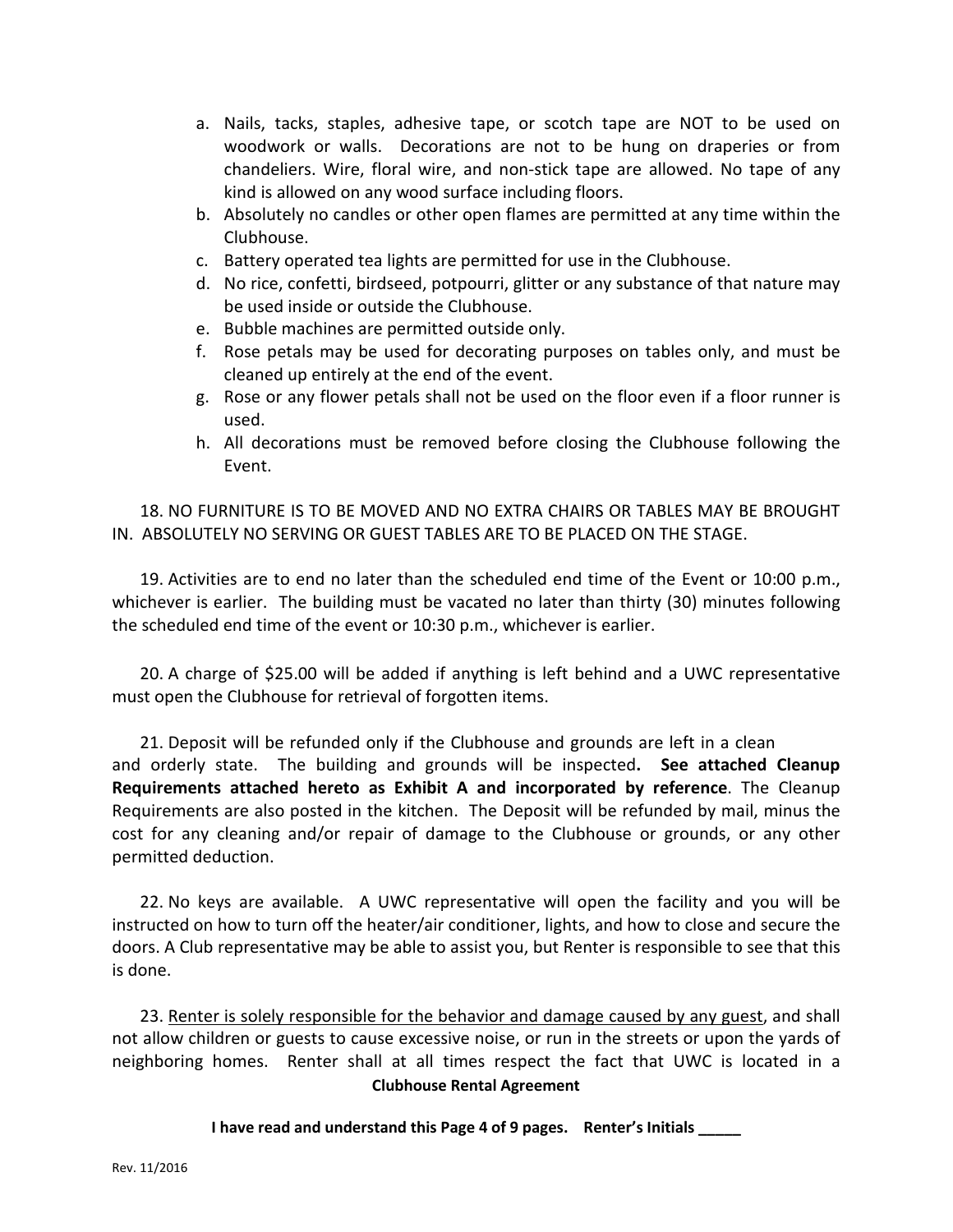a. Nails, tacks, staples, adhesive tape, or scotch tape are NOT to be used on woodwork or walls. Decorations are not to be hung on draperies or from chandeliers. Wire, floral wire, and non-stick tape are allowed. No tape of any kind is allowed on any wood surface including floors.
b. Absolutely no candles or other open flames are permitted at any time within the Clubhouse.
c. Battery operated tea lights are permitted for use in the Clubhouse.
d. No rice, confetti, birdseed, potpourri, glitter or any substance of that nature may be used inside or outside the Clubhouse.
e. Bubble machines are permitted outside only.
f. Rose petals may be used for decorating purposes on tables only, and must be cleaned up entirely at the end of the event.
g. Rose or any flower petals shall not be used on the floor even if a floor runner is used.
h. All decorations must be removed before closing the Clubhouse following the Event.

18. NO FURNITURE IS TO BE MOVED AND NO EXTRA CHAIRS OR TABLES MAY BE BROUGHT IN. ABSOLUTELY NO SERVING OR GUEST TABLES ARE TO BE PLACED ON THE STAGE.

19. Activities are to end no later than the scheduled end time of the Event or 10:00 p.m., whichever is earlier. The building must be vacated no later than thirty (30) minutes following the scheduled end time of the event or 10:30 p.m., whichever is earlier.

20. A charge of $25.00 will be added if anything is left behind and a UWC representative must open the Clubhouse for retrieval of forgotten items.

21. Deposit will be refunded only if the Clubhouse and grounds are left in a clean and orderly state. The building and grounds will be inspected**. See attached Cleanup Requirements attached hereto as Exhibit A and incorporated by reference**. The Cleanup Requirements are also posted in the kitchen. The Deposit will be refunded by mail, minus the cost for any cleaning and/or repair of damage to the Clubhouse or grounds, or any other permitted deduction.

22. No keys are available. A UWC representative will open the facility and you will be instructed on how to turn off the heater/air conditioner, lights, and how to close and secure the doors. A Club representative may be able to assist you, but Renter is responsible to see that this is done.

23. Renter is solely responsible for the behavior and damage caused by any guest, and shall not allow children or guests to cause excessive noise, or run in the streets or upon the yards of neighboring homes. Renter shall at all times respect the fact that UWC is located in a

**Clubhouse Rental Agreement**

**I have read and understand this Page 4 of 9 pages. Renter's Initials _____**

Rev. 11/2016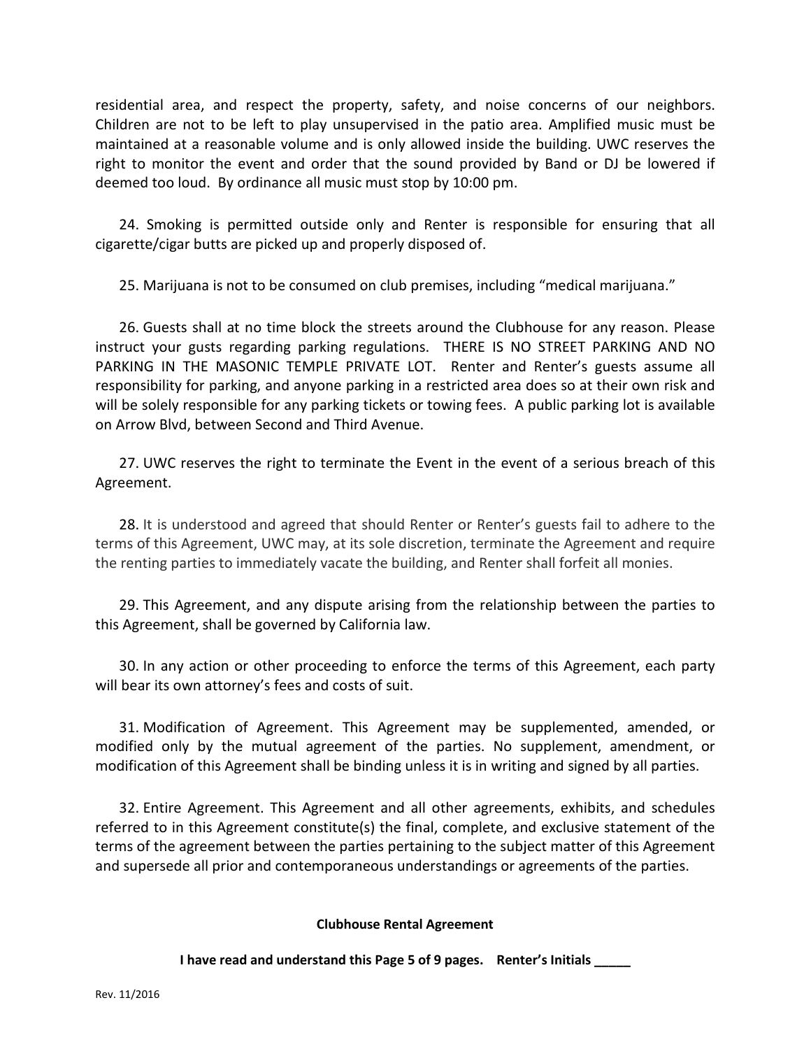residential area, and respect the property, safety, and noise concerns of our neighbors. Children are not to be left to play unsupervised in the patio area. Amplified music must be maintained at a reasonable volume and is only allowed inside the building. UWC reserves the right to monitor the event and order that the sound provided by Band or DJ be lowered if deemed too loud. By ordinance all music must stop by 10:00 pm.

24. Smoking is permitted outside only and Renter is responsible for ensuring that all cigarette/cigar butts are picked up and properly disposed of.

25. Marijuana is not to be consumed on club premises, including "medical marijuana."

26. Guests shall at no time block the streets around the Clubhouse for any reason. Please instruct your gusts regarding parking regulations. THERE IS NO STREET PARKING AND NO PARKING IN THE MASONIC TEMPLE PRIVATE LOT. Renter and Renter's guests assume all responsibility for parking, and anyone parking in a restricted area does so at their own risk and will be solely responsible for any parking tickets or towing fees. A public parking lot is available on Arrow Blvd, between Second and Third Avenue.

27. UWC reserves the right to terminate the Event in the event of a serious breach of this Agreement.

28. It is understood and agreed that should Renter or Renter's guests fail to adhere to the terms of this Agreement, UWC may, at its sole discretion, terminate the Agreement and require the renting parties to immediately vacate the building, and Renter shall forfeit all monies.

29. This Agreement, and any dispute arising from the relationship between the parties to this Agreement, shall be governed by California law.

30. In any action or other proceeding to enforce the terms of this Agreement, each party will bear its own attorney's fees and costs of suit.

31. Modification of Agreement. This Agreement may be supplemented, amended, or modified only by the mutual agreement of the parties. No supplement, amendment, or modification of this Agreement shall be binding unless it is in writing and signed by all parties.

32. Entire Agreement. This Agreement and all other agreements, exhibits, and schedules referred to in this Agreement constitute(s) the final, complete, and exclusive statement of the terms of the agreement between the parties pertaining to the subject matter of this Agreement and supersede all prior and contemporaneous understandings or agreements of the parties.

**Clubhouse Rental Agreement**

**I have read and understand this Page 5 of 9 pages. Renter's Initials _____**

Rev. 11/2016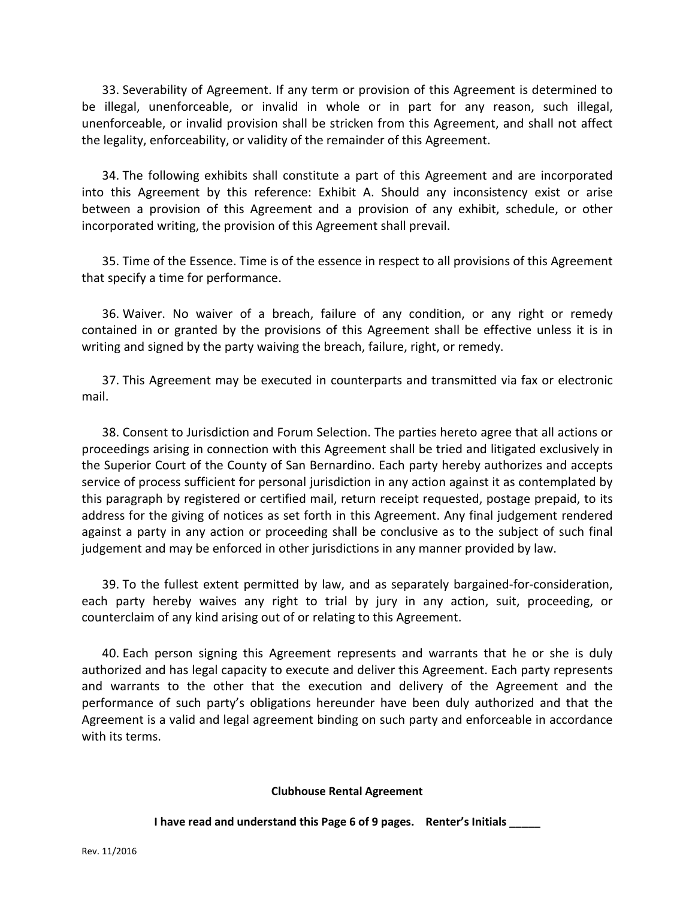33. Severability of Agreement. If any term or provision of this Agreement is determined to be illegal, unenforceable, or invalid in whole or in part for any reason, such illegal, unenforceable, or invalid provision shall be stricken from this Agreement, and shall not affect the legality, enforceability, or validity of the remainder of this Agreement.

34. The following exhibits shall constitute a part of this Agreement and are incorporated into this Agreement by this reference: Exhibit A. Should any inconsistency exist or arise between a provision of this Agreement and a provision of any exhibit, schedule, or other incorporated writing, the provision of this Agreement shall prevail.

35. Time of the Essence. Time is of the essence in respect to all provisions of this Agreement that specify a time for performance.

36. Waiver. No waiver of a breach, failure of any condition, or any right or remedy contained in or granted by the provisions of this Agreement shall be effective unless it is in writing and signed by the party waiving the breach, failure, right, or remedy.

37. This Agreement may be executed in counterparts and transmitted via fax or electronic mail.

38. Consent to Jurisdiction and Forum Selection. The parties hereto agree that all actions or proceedings arising in connection with this Agreement shall be tried and litigated exclusively in the Superior Court of the County of San Bernardino. Each party hereby authorizes and accepts service of process sufficient for personal jurisdiction in any action against it as contemplated by this paragraph by registered or certified mail, return receipt requested, postage prepaid, to its address for the giving of notices as set forth in this Agreement. Any final judgement rendered against a party in any action or proceeding shall be conclusive as to the subject of such final judgement and may be enforced in other jurisdictions in any manner provided by law.

39. To the fullest extent permitted by law, and as separately bargained-for-consideration, each party hereby waives any right to trial by jury in any action, suit, proceeding, or counterclaim of any kind arising out of or relating to this Agreement.

40. Each person signing this Agreement represents and warrants that he or she is duly authorized and has legal capacity to execute and deliver this Agreement. Each party represents and warrants to the other that the execution and delivery of the Agreement and the performance of such party's obligations hereunder have been duly authorized and that the Agreement is a valid and legal agreement binding on such party and enforceable in accordance with its terms.

**Clubhouse Rental Agreement**

**I have read and understand this Page 6 of 9 pages. Renter's Initials _____**

Rev. 11/2016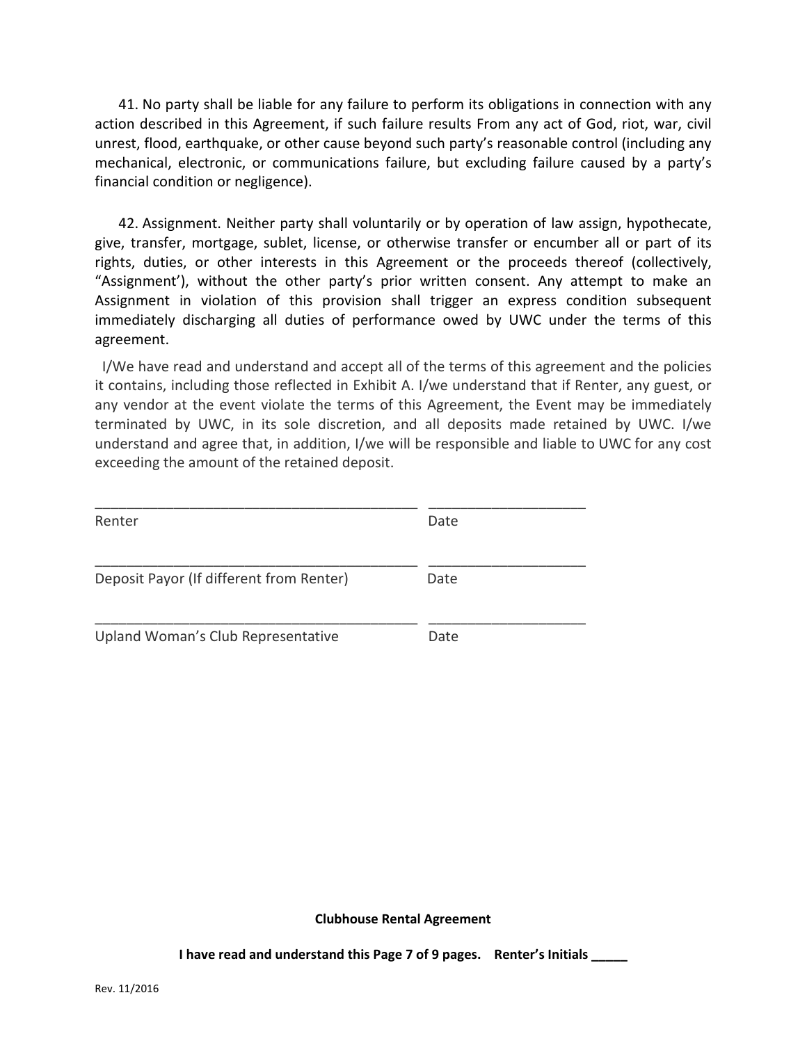41. No party shall be liable for any failure to perform its obligations in connection with any action described in this Agreement, if such failure results From any act of God, riot, war, civil unrest, flood, earthquake, or other cause beyond such party's reasonable control (including any mechanical, electronic, or communications failure, but excluding failure caused by a party's financial condition or negligence).

42. Assignment. Neither party shall voluntarily or by operation of law assign, hypothecate, give, transfer, mortgage, sublet, license, or otherwise transfer or encumber all or part of its rights, duties, or other interests in this Agreement or the proceeds thereof (collectively, "Assignment'), without the other party's prior written consent. Any attempt to make an Assignment in violation of this provision shall trigger an express condition subsequent immediately discharging all duties of performance owed by UWC under the terms of this agreement.

I/We have read and understand and accept all of the terms of this agreement and the policies it contains, including those reflected in Exhibit A. I/we understand that if Renter, any guest, or any vendor at the event violate the terms of this Agreement, the Event may be immediately terminated by UWC, in its sole discretion, and all deposits made retained by UWC. I/we understand and agree that, in addition, I/we will be responsible and liable to UWC for any cost exceeding the amount of the retained deposit.

___________________________________________ ____________________
Renter Date

___________________________________________ ____________________
Deposit Payor (If different from Renter) Date

___________________________________________ ____________________
Upland Woman's Club Representative Date

**Clubhouse Rental Agreement**

**I have read and understand this Page 7 of 9 pages. Renter's Initials _____**

Rev. 11/2016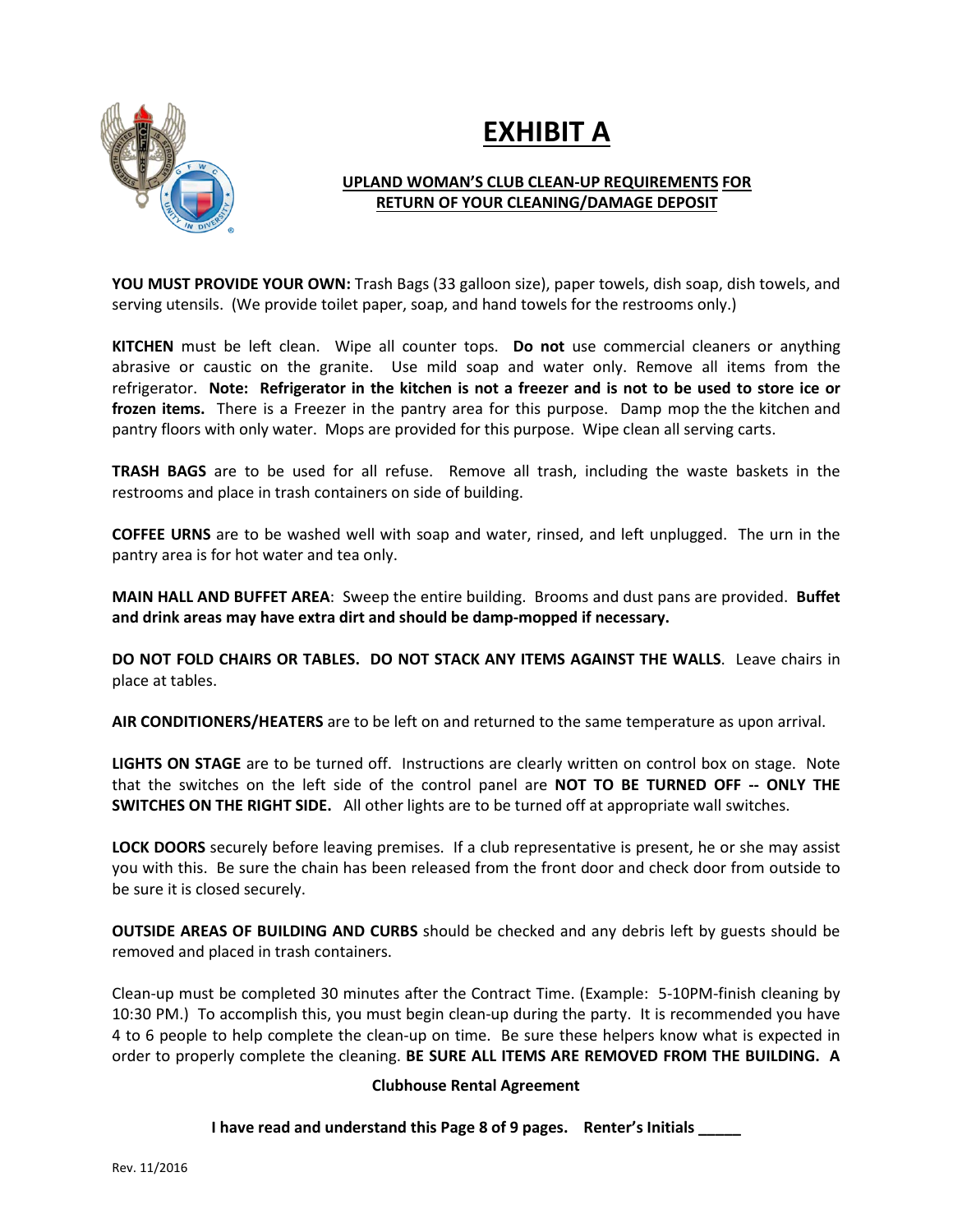# EXHIBIT A

**UPLAND WOMAN'S CLUB CLEAN-UP REQUIREMENTS FOR RETURN OF YOUR CLEANING/DAMAGE DEPOSIT**

**YOU MUST PROVIDE YOUR OWN:** Trash Bags (33 galloon size), paper towels, dish soap, dish towels, and serving utensils. (We provide toilet paper, soap, and hand towels for the restrooms only.)

**KITCHEN** must be left clean. Wipe all counter tops. **Do not** use commercial cleaners or anything abrasive or caustic on the granite. Use mild soap and water only. Remove all items from the refrigerator. **Note: Refrigerator in the kitchen is not a freezer and is not to be used to store ice or frozen items.** There is a Freezer in the pantry area for this purpose. Damp mop the the kitchen and pantry floors with only water. Mops are provided for this purpose. Wipe clean all serving carts.

**TRASH BAGS** are to be used for all refuse. Remove all trash, including the waste baskets in the restrooms and place in trash containers on side of building.

**COFFEE URNS** are to be washed well with soap and water, rinsed, and left unplugged. The urn in the pantry area is for hot water and tea only.

**MAIN HALL AND BUFFET AREA**: Sweep the entire building. Brooms and dust pans are provided. **Buffet and drink areas may have extra dirt and should be damp-mopped if necessary.**

**DO NOT FOLD CHAIRS OR TABLES. DO NOT STACK ANY ITEMS AGAINST THE WALLS**. Leave chairs in place at tables.

**AIR CONDITIONERS/HEATERS** are to be left on and returned to the same temperature as upon arrival.

**LIGHTS ON STAGE** are to be turned off. Instructions are clearly written on control box on stage. Note that the switches on the left side of the control panel are **NOT TO BE TURNED OFF -- ONLY THE SWITCHES ON THE RIGHT SIDE.** All other lights are to be turned off at appropriate wall switches.

**LOCK DOORS** securely before leaving premises. If a club representative is present, he or she may assist you with this. Be sure the chain has been released from the front door and check door from outside to be sure it is closed securely.

**OUTSIDE AREAS OF BUILDING AND CURBS** should be checked and any debris left by guests should be removed and placed in trash containers.

Clean-up must be completed 30 minutes after the Contract Time. (Example: 5-10PM-finish cleaning by 10:30 PM.) To accomplish this, you must begin clean-up during the party. It is recommended you have 4 to 6 people to help complete the clean-up on time. Be sure these helpers know what is expected in order to properly complete the cleaning. **BE SURE ALL ITEMS ARE REMOVED FROM THE BUILDING. A**

**Clubhouse Rental Agreement**

**I have read and understand this Page 8 of 9 pages. Renter's Initials _____**

Rev. 11/2016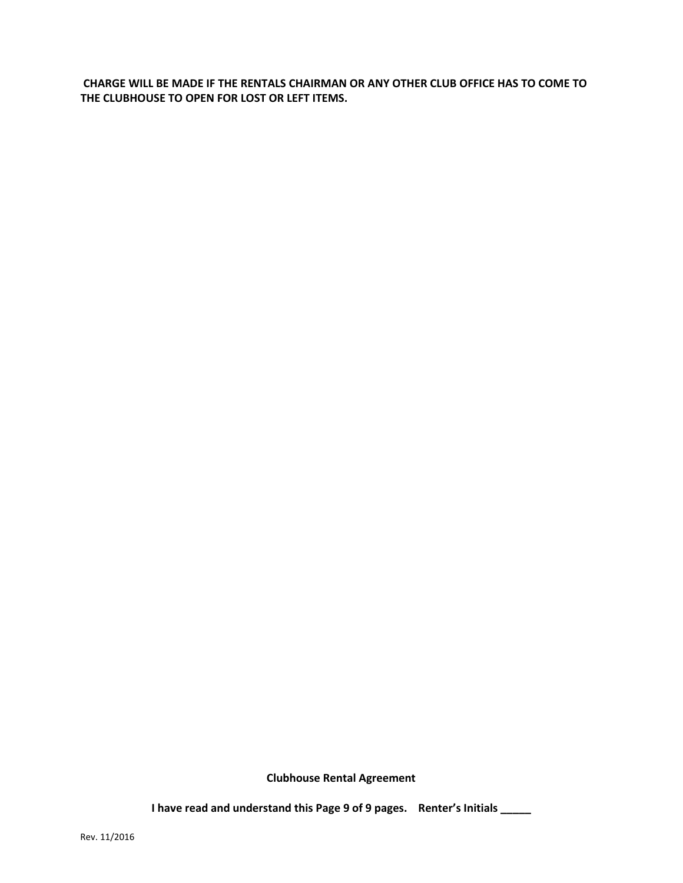**CHARGE WILL BE MADE IF THE RENTALS CHAIRMAN OR ANY OTHER CLUB OFFICE HAS TO COME TO THE CLUBHOUSE TO OPEN FOR LOST OR LEFT ITEMS.**